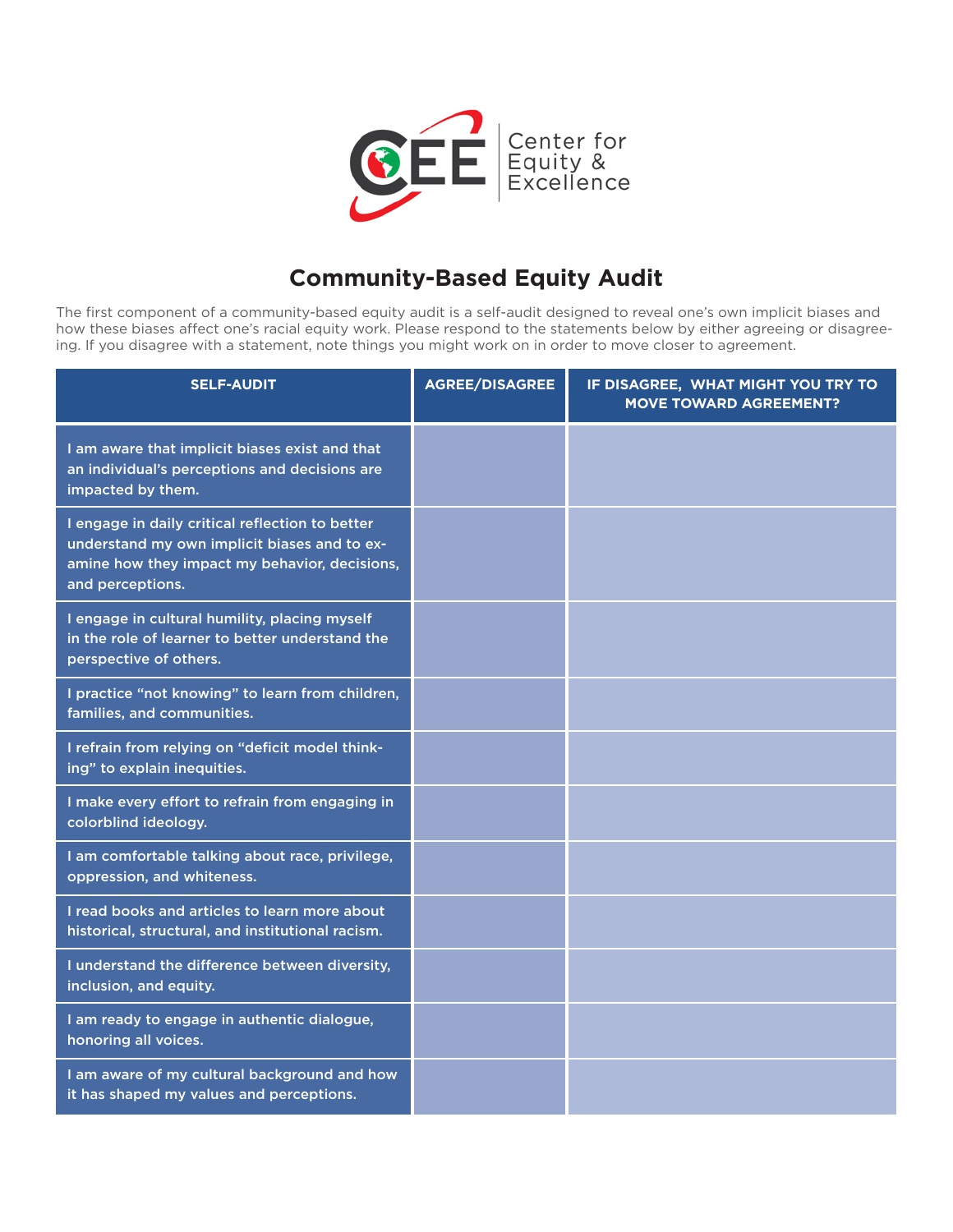Center for Equity & Excellence

# Community-Based Equity Audit

The first component of a community-based equity audit is a self-audit designed to reveal one's own implicit biases and how these biases affect one's racial equity work. Please respond to the statements below by either agreeing or disagreeing. If you disagree with a statement, note things you might work on in order to move closer to agreement.

| SELF-AUDIT | AGREE/DISAGREE | IF DISAGREE, WHAT MIGHT YOU TRY TO MOVE TOWARD AGREEMENT? |
|---|---|---|
| I am aware that implicit biases exist and that an individual's perceptions and decisions are impacted by them. | | |
| I engage in daily critical reflection to better understand my own implicit biases and to examine how they impact my behavior, decisions, and perceptions. | | |
| I engage in cultural humility, placing myself in the role of learner to better understand the perspective of others. | | |
| I practice "not knowing" to learn from children, families, and communities. | | |
| I refrain from relying on "deficit model thinking" to explain inequities. | | |
| I make every effort to refrain from engaging in colorblind ideology. | | |
| I am comfortable talking about race, privilege, oppression, and whiteness. | | |
| I read books and articles to learn more about historical, structural, and institutional racism. | | |
| I understand the difference between diversity, inclusion, and equity. | | |
| I am ready to engage in authentic dialogue, honoring all voices. | | |
| I am aware of my cultural background and how it has shaped my values and perceptions. | | |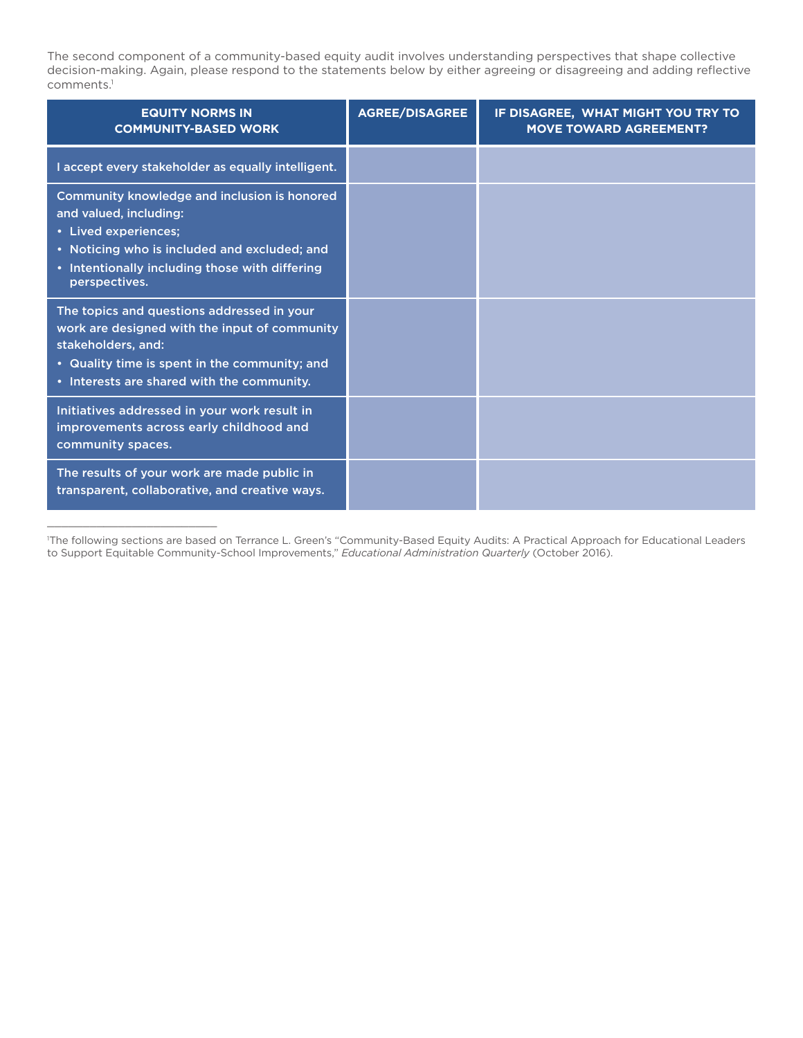The second component of a community-based equity audit involves understanding perspectives that shape collective decision-making. Again, please respond to the statements below by either agreeing or disagreeing and adding reflective comments.[1]

| EQUITY NORMS IN COMMUNITY-BASED WORK | AGREE/DISAGREE | IF DISAGREE, WHAT MIGHT YOU TRY TO MOVE TOWARD AGREEMENT? |
|---|---|---|
| I accept every stakeholder as equally intelligent. | | |
| Community knowledge and inclusion is honored and valued, including: <br>• Lived experiences; <br>• Noticing who is included and excluded; and <br>• Intentionally including those with differing perspectives. | | |
| The topics and questions addressed in your work are designed with the input of community stakeholders, and: <br>• Quality time is spent in the community; and <br>• Interests are shared with the community. | | |
| Initiatives addressed in your work result in improvements across early childhood and community spaces. | | |
| The results of your work are made public in transparent, collaborative, and creative ways. | | |

---

[1]The following sections are based on Terrance L. Green's "Community-Based Equity Audits: A Practical Approach for Educational Leaders to Support Equitable Community-School Improvements," *Educational Administration Quarterly* (October 2016).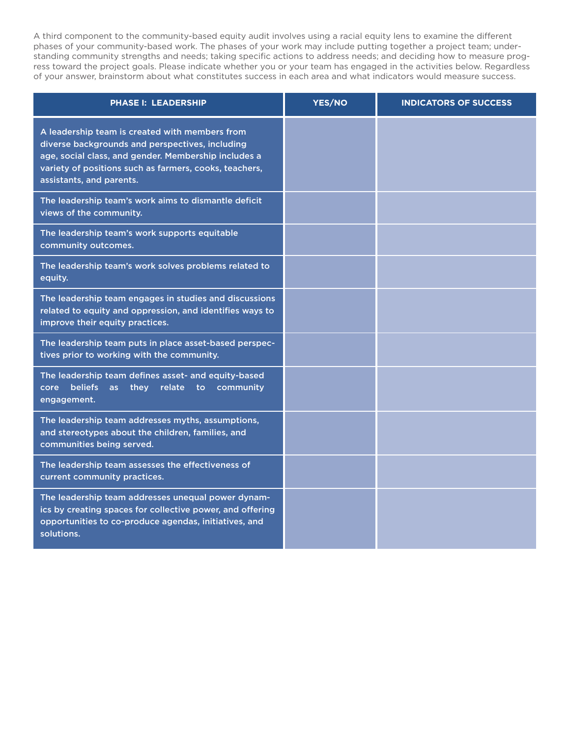A third component to the community-based equity audit involves using a racial equity lens to examine the different phases of your community-based work. The phases of your work may include putting together a project team; understanding community strengths and needs; taking specific actions to address needs; and deciding how to measure progress toward the project goals. Please indicate whether you or your team has engaged in the activities below. Regardless of your answer, brainstorm about what constitutes success in each area and what indicators would measure success.

| PHASE I: LEADERSHIP | YES/NO | INDICATORS OF SUCCESS |
|---|---|---|
| A leadership team is created with members from diverse backgrounds and perspectives, including age, social class, and gender. Membership includes a variety of positions such as farmers, cooks, teachers, assistants, and parents. | | |
| The leadership team's work aims to dismantle deficit views of the community. | | |
| The leadership team's work supports equitable community outcomes. | | |
| The leadership team's work solves problems related to equity. | | |
| The leadership team engages in studies and discussions related to equity and oppression, and identifies ways to improve their equity practices. | | |
| The leadership team puts in place asset-based perspectives prior to working with the community. | | |
| The leadership team defines asset- and equity-based core beliefs as they relate to community engagement. | | |
| The leadership team addresses myths, assumptions, and stereotypes about the children, families, and communities being served. | | |
| The leadership team assesses the effectiveness of current community practices. | | |
| The leadership team addresses unequal power dynamics by creating spaces for collective power, and offering opportunities to co-produce agendas, initiatives, and solutions. | | |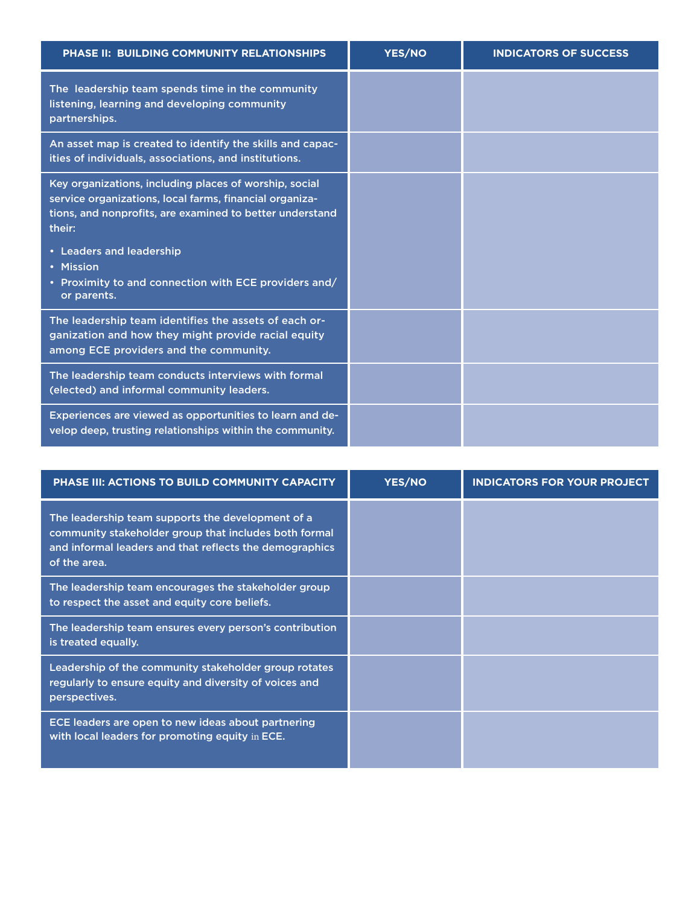| PHASE II: BUILDING COMMUNITY RELATIONSHIPS | YES/NO | INDICATORS OF SUCCESS |
|---|---|---|
| The leadership team spends time in the community listening, learning and developing community partnerships. | | |
| An asset map is created to identify the skills and capacities of individuals, associations, and institutions. | | |
| Key organizations, including places of worship, social service organizations, local farms, financial organizations, and nonprofits, are examined to better understand their:<br>• Leaders and leadership<br>• Mission<br>• Proximity to and connection with ECE providers and/or parents. | | |
| The leadership team identifies the assets of each organization and how they might provide racial equity among ECE providers and the community. | | |
| The leadership team conducts interviews with formal (elected) and informal community leaders. | | |
| Experiences are viewed as opportunities to learn and develop deep, trusting relationships within the community. | | |

| PHASE III: ACTIONS TO BUILD COMMUNITY CAPACITY | YES/NO | INDICATORS FOR YOUR PROJECT |
|---|---|---|
| The leadership team supports the development of a community stakeholder group that includes both formal and informal leaders and that reflects the demographics of the area. | | |
| The leadership team encourages the stakeholder group to respect the asset and equity core beliefs. | | |
| The leadership team ensures every person's contribution is treated equally. | | |
| Leadership of the community stakeholder group rotates regularly to ensure equity and diversity of voices and perspectives. | | |
| ECE leaders are open to new ideas about partnering with local leaders for promoting equity in ECE. | | |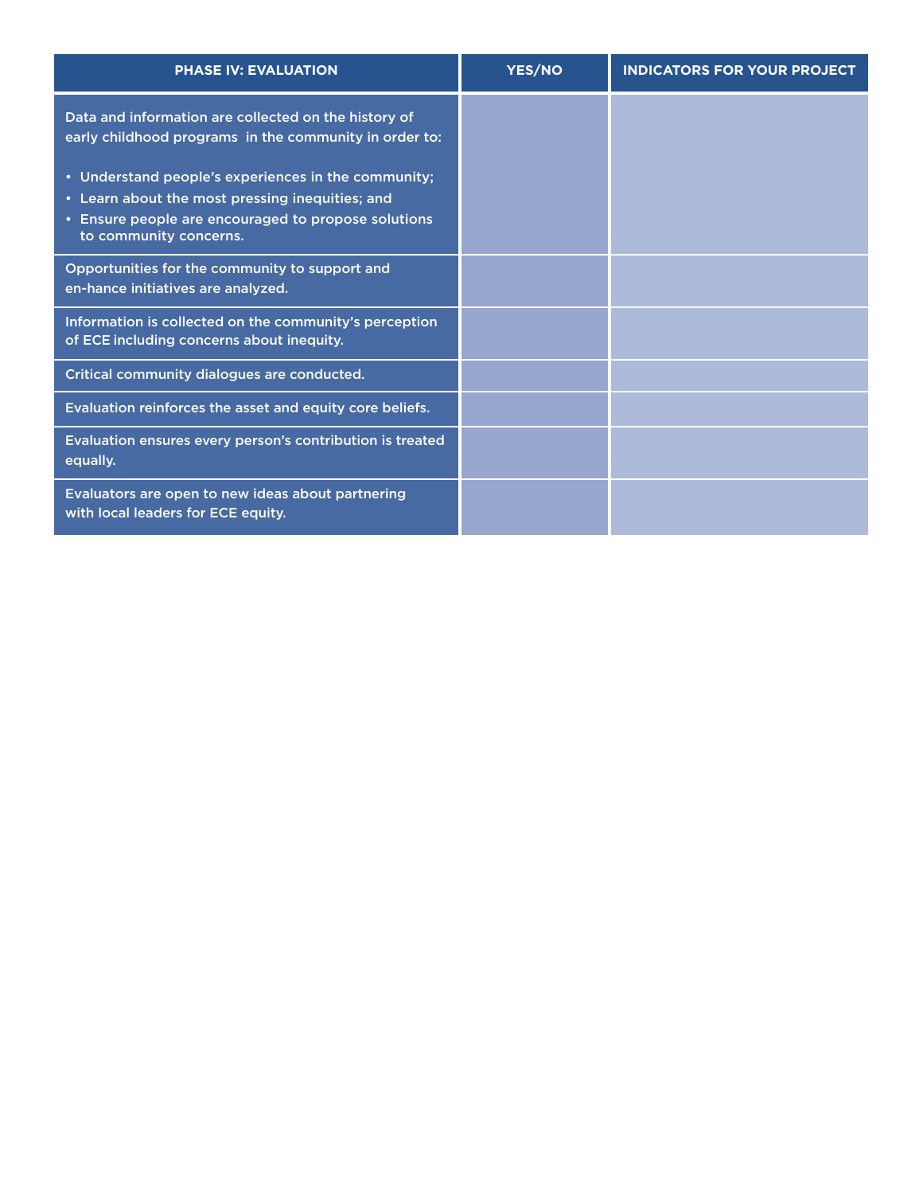| PHASE IV: EVALUATION | YES/NO | INDICATORS FOR YOUR PROJECT |
|---|---|---|
| Data and information are collected on the history of early childhood programs in the community in order to:<br>• Understand people's experiences in the community;<br>• Learn about the most pressing inequities; and<br>• Ensure people are encouraged to propose solutions to community concerns. | | |
| Opportunities for the community to support and en-hance initiatives are analyzed. | | |
| Information is collected on the community's perception of ECE including concerns about inequity. | | |
| Critical community dialogues are conducted. | | |
| Evaluation reinforces the asset and equity core beliefs. | | |
| Evaluation ensures every person's contribution is treated equally. | | |
| Evaluators are open to new ideas about partnering with local leaders for ECE equity. | | |